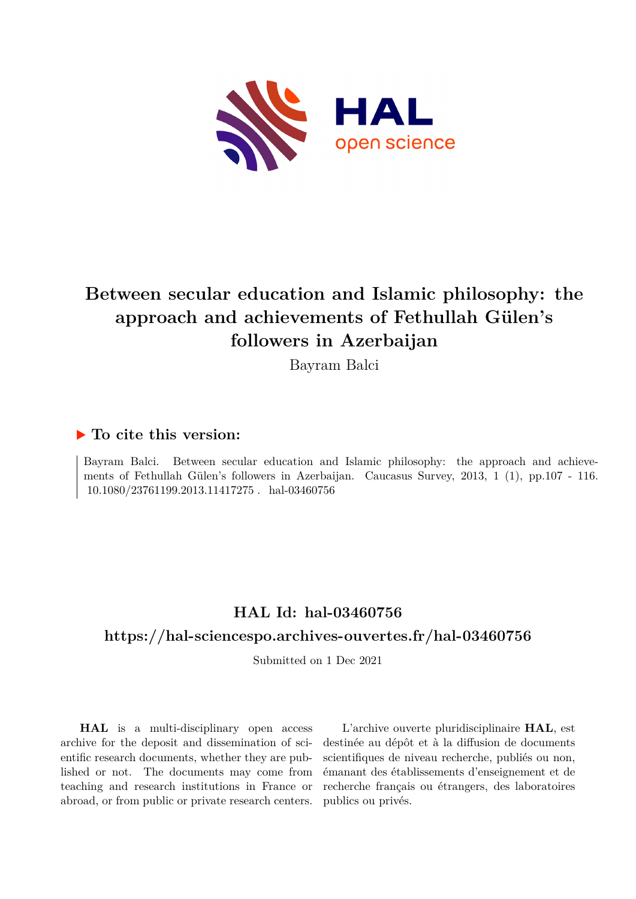# Between secular education and Islamic philosophy: the approach and achievements of Fethullah Gülen's followers in Azerbaijan

Bayram Balci

## ▶ To cite this version:

Bayram Balci. Between secular education and Islamic philosophy: the approach and achievements of Fethullah Gülen's followers in Azerbaijan. Caucasus Survey, 2013, 1 (1), pp.107 - 116. 10.1080/23761199.2013.11417275 . hal-03460756

## HAL Id: hal-03460756

## https://hal-sciencespo.archives-ouvertes.fr/hal-03460756

Submitted on 1 Dec 2021

**HAL** is a multi-disciplinary open access archive for the deposit and dissemination of scientific research documents, whether they are published or not. The documents may come from teaching and research institutions in France or abroad, or from public or private research centers.

L'archive ouverte pluridisciplinaire **HAL**, est destinée au dépôt et à la diffusion de documents scientifiques de niveau recherche, publiés ou non, émanant des établissements d'enseignement et de recherche français ou étrangers, des laboratoires publics ou privés.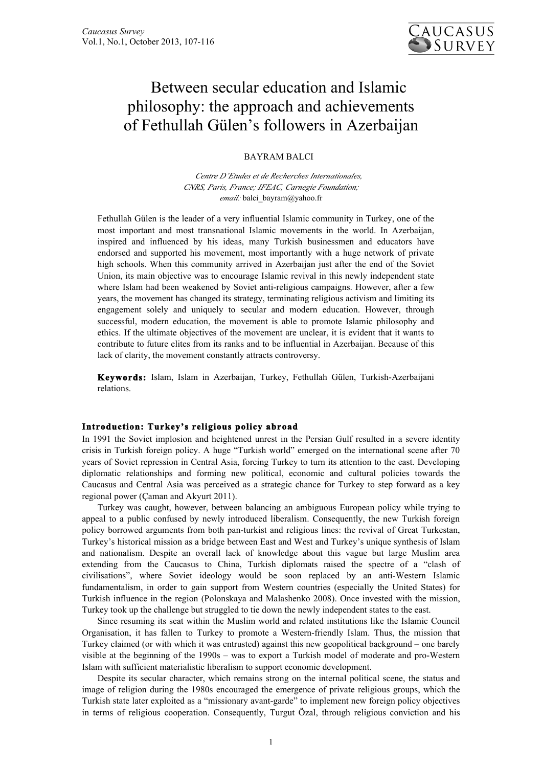# Between secular education and Islamic philosophy: the approach and achievements of Fethullah Gülen's followers in Azerbaijan

BAYRAM BALCI

*Centre D'Etudes et de Recherches Internationales, CNRS, Paris, France; IFEAC, Carnegie Foundation; email:* balci_bayram@yahoo.fr

Fethullah Gülen is the leader of a very influential Islamic community in Turkey, one of the most important and most transnational Islamic movements in the world. In Azerbaijan, inspired and influenced by his ideas, many Turkish businessmen and educators have endorsed and supported his movement, most importantly with a huge network of private high schools. When this community arrived in Azerbaijan just after the end of the Soviet Union, its main objective was to encourage Islamic revival in this newly independent state where Islam had been weakened by Soviet anti-religious campaigns. However, after a few years, the movement has changed its strategy, terminating religious activism and limiting its engagement solely and uniquely to secular and modern education. However, through successful, modern education, the movement is able to promote Islamic philosophy and ethics. If the ultimate objectives of the movement are unclear, it is evident that it wants to contribute to future elites from its ranks and to be influential in Azerbaijan. Because of this lack of clarity, the movement constantly attracts controversy.

**Keywords:** Islam, Islam in Azerbaijan, Turkey, Fethullah Gülen, Turkish-Azerbaijani relations.

## Introduction: Turkey's religious policy abroad

In 1991 the Soviet implosion and heightened unrest in the Persian Gulf resulted in a severe identity crisis in Turkish foreign policy. A huge "Turkish world" emerged on the international scene after 70 years of Soviet repression in Central Asia, forcing Turkey to turn its attention to the east. Developing diplomatic relationships and forming new political, economic and cultural policies towards the Caucasus and Central Asia was perceived as a strategic chance for Turkey to step forward as a key regional power (Çaman and Akyurt 2011).

Turkey was caught, however, between balancing an ambiguous European policy while trying to appeal to a public confused by newly introduced liberalism. Consequently, the new Turkish foreign policy borrowed arguments from both pan-turkist and religious lines: the revival of Great Turkestan, Turkey's historical mission as a bridge between East and West and Turkey's unique synthesis of Islam and nationalism. Despite an overall lack of knowledge about this vague but large Muslim area extending from the Caucasus to China, Turkish diplomats raised the spectre of a "clash of civilisations", where Soviet ideology would be soon replaced by an anti-Western Islamic fundamentalism, in order to gain support from Western countries (especially the United States) for Turkish influence in the region (Polonskaya and Malashenko 2008). Once invested with the mission, Turkey took up the challenge but struggled to tie down the newly independent states to the east.

Since resuming its seat within the Muslim world and related institutions like the Islamic Council Organisation, it has fallen to Turkey to promote a Western-friendly Islam. Thus, the mission that Turkey claimed (or with which it was entrusted) against this new geopolitical background – one barely visible at the beginning of the 1990s – was to export a Turkish model of moderate and pro-Western Islam with sufficient materialistic liberalism to support economic development.

Despite its secular character, which remains strong on the internal political scene, the status and image of religion during the 1980s encouraged the emergence of private religious groups, which the Turkish state later exploited as a "missionary avant-garde" to implement new foreign policy objectives in terms of religious cooperation. Consequently, Turgut Özal, through religious conviction and his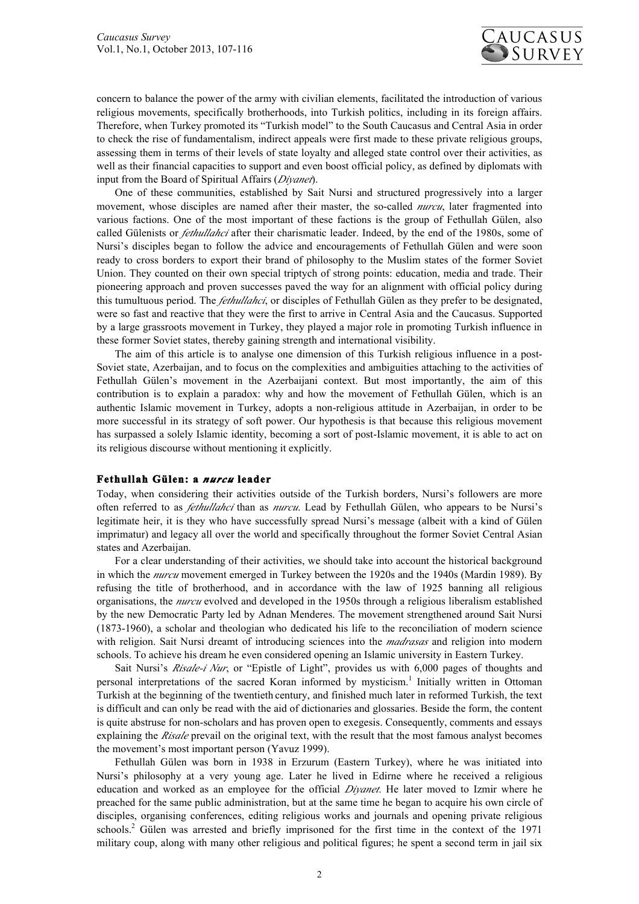concern to balance the power of the army with civilian elements, facilitated the introduction of various religious movements, specifically brotherhoods, into Turkish politics, including in its foreign affairs. Therefore, when Turkey promoted its "Turkish model" to the South Caucasus and Central Asia in order to check the rise of fundamentalism, indirect appeals were first made to these private religious groups, assessing them in terms of their levels of state loyalty and alleged state control over their activities, as well as their financial capacities to support and even boost official policy, as defined by diplomats with input from the Board of Spiritual Affairs (*Diyanet*).

One of these communities, established by Sait Nursi and structured progressively into a larger movement, whose disciples are named after their master, the so-called *nurcu*, later fragmented into various factions. One of the most important of these factions is the group of Fethullah Gülen, also called Gülenists or *fethullahci* after their charismatic leader. Indeed, by the end of the 1980s, some of Nursi's disciples began to follow the advice and encouragements of Fethullah Gülen and were soon ready to cross borders to export their brand of philosophy to the Muslim states of the former Soviet Union. They counted on their own special triptych of strong points: education, media and trade. Their pioneering approach and proven successes paved the way for an alignment with official policy during this tumultuous period. The *fethullahci*, or disciples of Fethullah Gülen as they prefer to be designated, were so fast and reactive that they were the first to arrive in Central Asia and the Caucasus. Supported by a large grassroots movement in Turkey, they played a major role in promoting Turkish influence in these former Soviet states, thereby gaining strength and international visibility.

The aim of this article is to analyse one dimension of this Turkish religious influence in a post-Soviet state, Azerbaijan, and to focus on the complexities and ambiguities attaching to the activities of Fethullah Gülen's movement in the Azerbaijani context. But most importantly, the aim of this contribution is to explain a paradox: why and how the movement of Fethullah Gülen, which is an authentic Islamic movement in Turkey, adopts a non-religious attitude in Azerbaijan, in order to be more successful in its strategy of soft power. Our hypothesis is that because this religious movement has surpassed a solely Islamic identity, becoming a sort of post-Islamic movement, it is able to act on its religious discourse without mentioning it explicitly.

## Fethullah Gülen: a *nurcu* leader

Today, when considering their activities outside of the Turkish borders, Nursi's followers are more often referred to as *fethullahci* than as *nurcu*. Lead by Fethullah Gülen, who appears to be Nursi's legitimate heir, it is they who have successfully spread Nursi's message (albeit with a kind of Gülen imprimatur) and legacy all over the world and specifically throughout the former Soviet Central Asian states and Azerbaijan.

For a clear understanding of their activities, we should take into account the historical background in which the *nurcu* movement emerged in Turkey between the 1920s and the 1940s (Mardin 1989). By refusing the title of brotherhood, and in accordance with the law of 1925 banning all religious organisations, the *nurcu* evolved and developed in the 1950s through a religious liberalism established by the new Democratic Party led by Adnan Menderes. The movement strengthened around Sait Nursi (1873-1960), a scholar and theologian who dedicated his life to the reconciliation of modern science with religion. Sait Nursi dreamt of introducing sciences into the *madrasas* and religion into modern schools. To achieve his dream he even considered opening an Islamic university in Eastern Turkey.

Sait Nursi's *Risale-i Nur*, or "Epistle of Light", provides us with 6,000 pages of thoughts and personal interpretations of the sacred Koran informed by mysticism.[1] Initially written in Ottoman Turkish at the beginning of the twentieth century, and finished much later in reformed Turkish, the text is difficult and can only be read with the aid of dictionaries and glossaries. Beside the form, the content is quite abstruse for non-scholars and has proven open to exegesis. Consequently, comments and essays explaining the *Risale* prevail on the original text, with the result that the most famous analyst becomes the movement's most important person (Yavuz 1999).

Fethullah Gülen was born in 1938 in Erzurum (Eastern Turkey), where he was initiated into Nursi's philosophy at a very young age. Later he lived in Edirne where he received a religious education and worked as an employee for the official *Diyanet*. He later moved to Izmir where he preached for the same public administration, but at the same time he began to acquire his own circle of disciples, organising conferences, editing religious works and journals and opening private religious schools.[2] Gülen was arrested and briefly imprisoned for the first time in the context of the 1971 military coup, along with many other religious and political figures; he spent a second term in jail six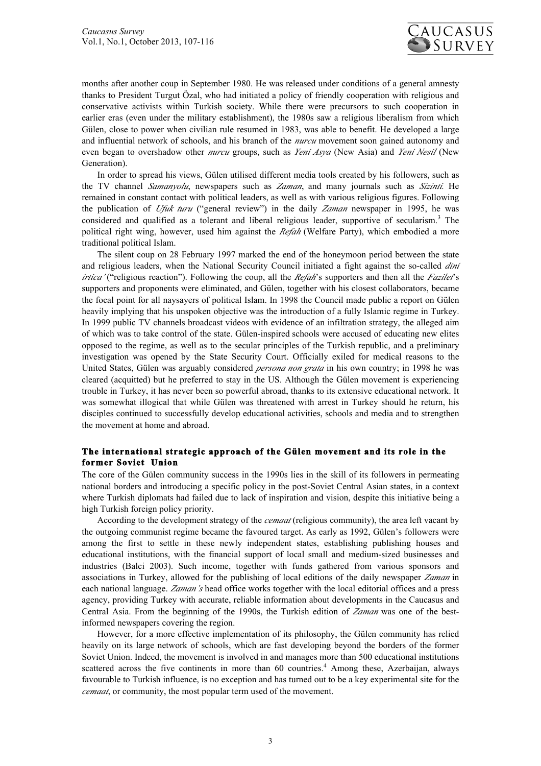months after another coup in September 1980. He was released under conditions of a general amnesty thanks to President Turgut Özal, who had initiated a policy of friendly cooperation with religious and conservative activists within Turkish society. While there were precursors to such cooperation in earlier eras (even under the military establishment), the 1980s saw a religious liberalism from which Gülen, close to power when civilian rule resumed in 1983, was able to benefit. He developed a large and influential network of schools, and his branch of the *nurcu* movement soon gained autonomy and even began to overshadow other *nurcu* groups, such as *Yeni Asya* (New Asia) and *Yeni Nesil* (New Generation).

In order to spread his views, Gülen utilised different media tools created by his followers, such as the TV channel *Samanyolu*, newspapers such as *Zaman*, and many journals such as *Sizinti.* He remained in constant contact with political leaders, as well as with various religious figures. Following the publication of *Ufuk turu* ("general review") in the daily *Zaman* newspaper in 1995, he was considered and qualified as a tolerant and liberal religious leader, supportive of secularism.[3] The political right wing, however, used him against the *Refah* (Welfare Party), which embodied a more traditional political Islam.

The silent coup on 28 February 1997 marked the end of the honeymoon period between the state and religious leaders, when the National Security Council initiated a fight against the so-called *dini irtica'* ("religious reaction"). Following the coup, all the *Refah*'s supporters and then all the *Fazilet*'s supporters and proponents were eliminated, and Gülen, together with his closest collaborators, became the focal point for all naysayers of political Islam. In 1998 the Council made public a report on Gülen heavily implying that his unspoken objective was the introduction of a fully Islamic regime in Turkey. In 1999 public TV channels broadcast videos with evidence of an infiltration strategy, the alleged aim of which was to take control of the state. Gülen-inspired schools were accused of educating new elites opposed to the regime, as well as to the secular principles of the Turkish republic, and a preliminary investigation was opened by the State Security Court. Officially exiled for medical reasons to the United States, Gülen was arguably considered *persona non grata* in his own country; in 1998 he was cleared (acquitted) but he preferred to stay in the US. Although the Gülen movement is experiencing trouble in Turkey, it has never been so powerful abroad, thanks to its extensive educational network. It was somewhat illogical that while Gülen was threatened with arrest in Turkey should he return, his disciples continued to successfully develop educational activities, schools and media and to strengthen the movement at home and abroad.

## The international strategic approach of the Gülen movement and its role in the former Soviet Union

The core of the Gülen community success in the 1990s lies in the skill of its followers in permeating national borders and introducing a specific policy in the post-Soviet Central Asian states, in a context where Turkish diplomats had failed due to lack of inspiration and vision, despite this initiative being a high Turkish foreign policy priority.

According to the development strategy of the *cemaat* (religious community), the area left vacant by the outgoing communist regime became the favoured target. As early as 1992, Gülen's followers were among the first to settle in these newly independent states, establishing publishing houses and educational institutions, with the financial support of local small and medium-sized businesses and industries (Balci 2003). Such income, together with funds gathered from various sponsors and associations in Turkey, allowed for the publishing of local editions of the daily newspaper *Zaman* in each national language. *Zaman's* head office works together with the local editorial offices and a press agency, providing Turkey with accurate, reliable information about developments in the Caucasus and Central Asia. From the beginning of the 1990s, the Turkish edition of *Zaman* was one of the best-informed newspapers covering the region.

However, for a more effective implementation of its philosophy, the Gülen community has relied heavily on its large network of schools, which are fast developing beyond the borders of the former Soviet Union. Indeed, the movement is involved in and manages more than 500 educational institutions scattered across the five continents in more than 60 countries.[4] Among these, Azerbaijan, always favourable to Turkish influence, is no exception and has turned out to be a key experimental site for the *cemaat*, or community, the most popular term used of the movement.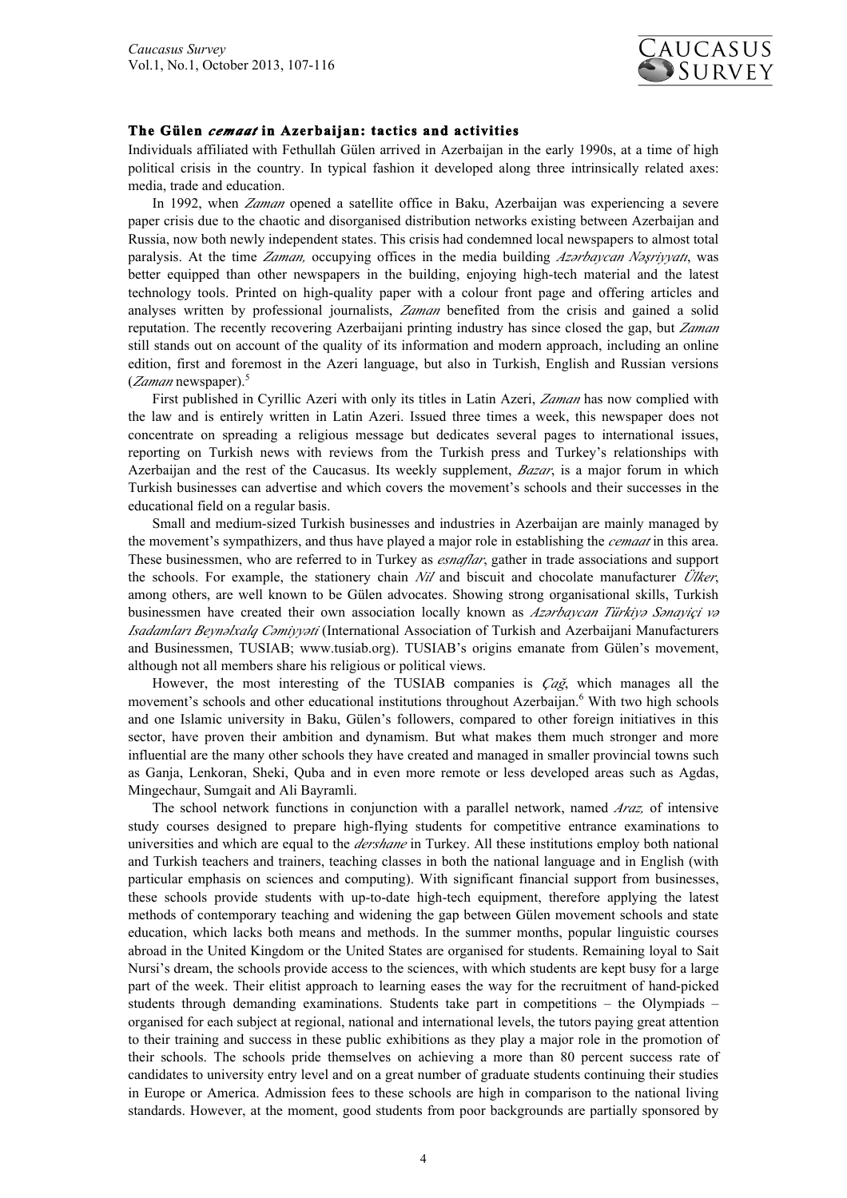### The Gülen *cemaat* in Azerbaijan: tactics and activities

Individuals affiliated with Fethullah Gülen arrived in Azerbaijan in the early 1990s, at a time of high political crisis in the country. In typical fashion it developed along three intrinsically related axes: media, trade and education.

In 1992, when *Zaman* opened a satellite office in Baku, Azerbaijan was experiencing a severe paper crisis due to the chaotic and disorganised distribution networks existing between Azerbaijan and Russia, now both newly independent states. This crisis had condemned local newspapers to almost total paralysis. At the time *Zaman,* occupying offices in the media building *Azərbaycan Nəşriyyatı*, was better equipped than other newspapers in the building, enjoying high-tech material and the latest technology tools. Printed on high-quality paper with a colour front page and offering articles and analyses written by professional journalists, *Zaman* benefited from the crisis and gained a solid reputation. The recently recovering Azerbaijani printing industry has since closed the gap, but *Zaman* still stands out on account of the quality of its information and modern approach, including an online edition, first and foremost in the Azeri language, but also in Turkish, English and Russian versions (*Zaman* newspaper).[5]

First published in Cyrillic Azeri with only its titles in Latin Azeri, *Zaman* has now complied with the law and is entirely written in Latin Azeri. Issued three times a week, this newspaper does not concentrate on spreading a religious message but dedicates several pages to international issues, reporting on Turkish news with reviews from the Turkish press and Turkey's relationships with Azerbaijan and the rest of the Caucasus. Its weekly supplement, *Bazar*, is a major forum in which Turkish businesses can advertise and which covers the movement's schools and their successes in the educational field on a regular basis.

Small and medium-sized Turkish businesses and industries in Azerbaijan are mainly managed by the movement's sympathizers, and thus have played a major role in establishing the *cemaat* in this area. These businessmen, who are referred to in Turkey as *esnaflar*, gather in trade associations and support the schools. For example, the stationery chain *Nil* and biscuit and chocolate manufacturer *Ülker*, among others, are well known to be Gülen advocates. Showing strong organisational skills, Turkish businessmen have created their own association locally known as *Azərbaycan Türkiyə Sənayiçi və Isadamları Beynəlxalq Cəmiyyəti* (International Association of Turkish and Azerbaijani Manufacturers and Businessmen, TUSIAB; www.tusiab.org). TUSIAB's origins emanate from Gülen's movement, although not all members share his religious or political views.

However, the most interesting of the TUSIAB companies is *Çağ*, which manages all the movement's schools and other educational institutions throughout Azerbaijan.[6] With two high schools and one Islamic university in Baku, Gülen's followers, compared to other foreign initiatives in this sector, have proven their ambition and dynamism. But what makes them much stronger and more influential are the many other schools they have created and managed in smaller provincial towns such as Ganja, Lenkoran, Sheki, Quba and in even more remote or less developed areas such as Agdas, Mingechaur, Sumgait and Ali Bayramli.

The school network functions in conjunction with a parallel network, named *Araz,* of intensive study courses designed to prepare high-flying students for competitive entrance examinations to universities and which are equal to the *dershane* in Turkey. All these institutions employ both national and Turkish teachers and trainers, teaching classes in both the national language and in English (with particular emphasis on sciences and computing). With significant financial support from businesses, these schools provide students with up-to-date high-tech equipment, therefore applying the latest methods of contemporary teaching and widening the gap between Gülen movement schools and state education, which lacks both means and methods. In the summer months, popular linguistic courses abroad in the United Kingdom or the United States are organised for students. Remaining loyal to Sait Nursi's dream, the schools provide access to the sciences, with which students are kept busy for a large part of the week. Their elitist approach to learning eases the way for the recruitment of hand-picked students through demanding examinations. Students take part in competitions – the Olympiads – organised for each subject at regional, national and international levels, the tutors paying great attention to their training and success in these public exhibitions as they play a major role in the promotion of their schools. The schools pride themselves on achieving a more than 80 percent success rate of candidates to university entry level and on a great number of graduate students continuing their studies in Europe or America. Admission fees to these schools are high in comparison to the national living standards. However, at the moment, good students from poor backgrounds are partially sponsored by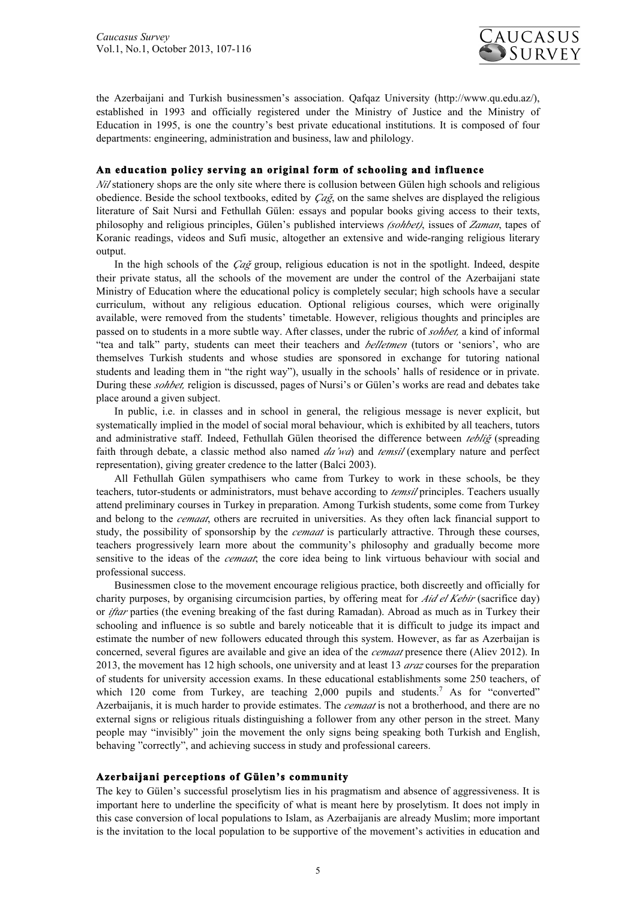the Azerbaijani and Turkish businessmen's association. Qafqaz University (http://www.qu.edu.az/), established in 1993 and officially registered under the Ministry of Justice and the Ministry of Education in 1995, is one the country's best private educational institutions. It is composed of four departments: engineering, administration and business, law and philology.

## An education policy serving an original form of schooling and influence

*Nil* stationery shops are the only site where there is collusion between Gülen high schools and religious obedience. Beside the school textbooks, edited by *Çağ*, on the same shelves are displayed the religious literature of Sait Nursi and Fethullah Gülen: essays and popular books giving access to their texts, philosophy and religious principles, Gülen's published interviews *(sohbet)*, issues of *Zaman*, tapes of Koranic readings, videos and Sufi music, altogether an extensive and wide-ranging religious literary output.

In the high schools of the *Çağ* group, religious education is not in the spotlight. Indeed, despite their private status, all the schools of the movement are under the control of the Azerbaijani state Ministry of Education where the educational policy is completely secular; high schools have a secular curriculum, without any religious education. Optional religious courses, which were originally available, were removed from the students' timetable. However, religious thoughts and principles are passed on to students in a more subtle way. After classes, under the rubric of *sohbet,* a kind of informal "tea and talk" party, students can meet their teachers and *belletmen* (tutors or 'seniors', who are themselves Turkish students and whose studies are sponsored in exchange for tutoring national students and leading them in "the right way"), usually in the schools' halls of residence or in private. During these *sohbet,* religion is discussed, pages of Nursi's or Gülen's works are read and debates take place around a given subject.

In public, i.e. in classes and in school in general, the religious message is never explicit, but systematically implied in the model of social moral behaviour, which is exhibited by all teachers, tutors and administrative staff. Indeed, Fethullah Gülen theorised the difference between *tebliğ* (spreading faith through debate, a classic method also named *da'wa*) and *temsil* (exemplary nature and perfect representation), giving greater credence to the latter (Balci 2003).

All Fethullah Gülen sympathisers who came from Turkey to work in these schools, be they teachers, tutor-students or administrators, must behave according to *temsil* principles. Teachers usually attend preliminary courses in Turkey in preparation. Among Turkish students, some come from Turkey and belong to the *cemaat*, others are recruited in universities. As they often lack financial support to study, the possibility of sponsorship by the *cemaat* is particularly attractive. Through these courses, teachers progressively learn more about the community's philosophy and gradually become more sensitive to the ideas of the *cemaat*; the core idea being to link virtuous behaviour with social and professional success.

Businessmen close to the movement encourage religious practice, both discreetly and officially for charity purposes, by organising circumcision parties, by offering meat for *Aid el Kebir* (sacrifice day) or *iftar* parties (the evening breaking of the fast during Ramadan). Abroad as much as in Turkey their schooling and influence is so subtle and barely noticeable that it is difficult to judge its impact and estimate the number of new followers educated through this system. However, as far as Azerbaijan is concerned, several figures are available and give an idea of the *cemaat* presence there (Aliev 2012). In 2013, the movement has 12 high schools, one university and at least 13 *araz* courses for the preparation of students for university accession exams. In these educational establishments some 250 teachers, of which 120 come from Turkey, are teaching 2,000 pupils and students.[7] As for "converted" Azerbaijanis, it is much harder to provide estimates. The *cemaat* is not a brotherhood, and there are no external signs or religious rituals distinguishing a follower from any other person in the street. Many people may "invisibly" join the movement the only signs being speaking both Turkish and English, behaving "correctly", and achieving success in study and professional careers.

## Azerbaijani perceptions of Gülen's community

The key to Gülen's successful proselytism lies in his pragmatism and absence of aggressiveness. It is important here to underline the specificity of what is meant here by proselytism. It does not imply in this case conversion of local populations to Islam, as Azerbaijanis are already Muslim; more important is the invitation to the local population to be supportive of the movement's activities in education and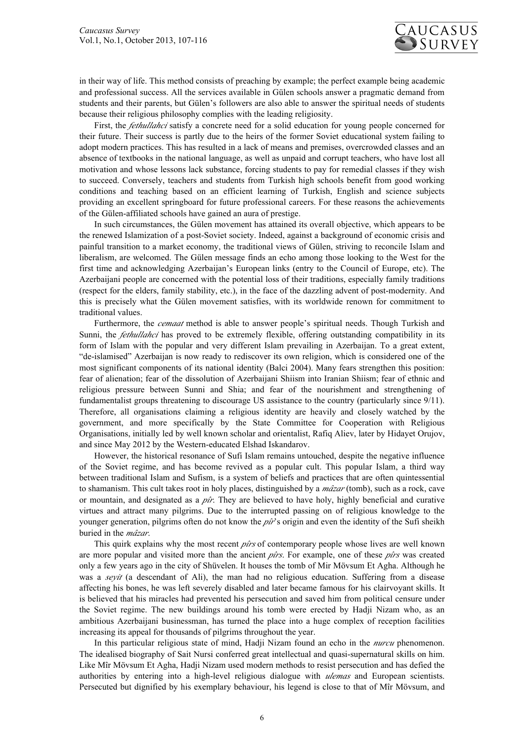in their way of life. This method consists of preaching by example; the perfect example being academic and professional success. All the services available in Gülen schools answer a pragmatic demand from students and their parents, but Gülen's followers are also able to answer the spiritual needs of students because their religious philosophy complies with the leading religiosity.

First, the *fethullahci* satisfy a concrete need for a solid education for young people concerned for their future. Their success is partly due to the heirs of the former Soviet educational system failing to adopt modern practices. This has resulted in a lack of means and premises, overcrowded classes and an absence of textbooks in the national language, as well as unpaid and corrupt teachers, who have lost all motivation and whose lessons lack substance, forcing students to pay for remedial classes if they wish to succeed. Conversely, teachers and students from Turkish high schools benefit from good working conditions and teaching based on an efficient learning of Turkish, English and science subjects providing an excellent springboard for future professional careers. For these reasons the achievements of the Gülen-affiliated schools have gained an aura of prestige.

In such circumstances, the Gülen movement has attained its overall objective, which appears to be the renewed Islamization of a post-Soviet society. Indeed, against a background of economic crisis and painful transition to a market economy, the traditional views of Gülen, striving to reconcile Islam and liberalism, are welcomed. The Gülen message finds an echo among those looking to the West for the first time and acknowledging Azerbaijan's European links (entry to the Council of Europe, etc). The Azerbaijani people are concerned with the potential loss of their traditions, especially family traditions (respect for the elders, family stability, etc.), in the face of the dazzling advent of post-modernity. And this is precisely what the Gülen movement satisfies, with its worldwide renown for commitment to traditional values.

Furthermore, the *cemaat* method is able to answer people's spiritual needs. Though Turkish and Sunni, the *fethullahci* has proved to be extremely flexible, offering outstanding compatibility in its form of Islam with the popular and very different Islam prevailing in Azerbaijan. To a great extent, "de-islamised" Azerbaijan is now ready to rediscover its own religion, which is considered one of the most significant components of its national identity (Balci 2004). Many fears strengthen this position: fear of alienation; fear of the dissolution of Azerbaijani Shiism into Iranian Shiism; fear of ethnic and religious pressure between Sunni and Shia; and fear of the nourishment and strengthening of fundamentalist groups threatening to discourage US assistance to the country (particularly since 9/11). Therefore, all organisations claiming a religious identity are heavily and closely watched by the government, and more specifically by the State Committee for Cooperation with Religious Organisations, initially led by well known scholar and orientalist, Rafiq Aliev, later by Hidayet Orujov, and since May 2012 by the Western-educated Elshad Iskandarov.

However, the historical resonance of Sufi Islam remains untouched, despite the negative influence of the Soviet regime, and has become revived as a popular cult. This popular Islam, a third way between traditional Islam and Sufism, is a system of beliefs and practices that are often quintessential to shamanism. This cult takes root in holy places, distinguished by a *mâzar* (tomb), such as a rock, cave or mountain, and designated as a *pîr*. They are believed to have holy, highly beneficial and curative virtues and attract many pilgrims. Due to the interrupted passing on of religious knowledge to the younger generation, pilgrims often do not know the *pîr*'s origin and even the identity of the Sufi sheikh buried in the *mâzar*.

This quirk explains why the most recent *pîrs* of contemporary people whose lives are well known are more popular and visited more than the ancient *pîrs*. For example, one of these *pîrs* was created only a few years ago in the city of Shüvelen. It houses the tomb of Mir Mövsum Et Agha. Although he was a *seyit* (a descendant of Ali), the man had no religious education. Suffering from a disease affecting his bones, he was left severely disabled and later became famous for his clairvoyant skills. It is believed that his miracles had prevented his persecution and saved him from political censure under the Soviet regime. The new buildings around his tomb were erected by Hadji Nizam who, as an ambitious Azerbaijani businessman, has turned the place into a huge complex of reception facilities increasing its appeal for thousands of pilgrims throughout the year.

In this particular religious state of mind, Hadji Nizam found an echo in the *nurcu* phenomenon. The idealised biography of Sait Nursi conferred great intellectual and quasi-supernatural skills on him. Like Mîr Mövsum Et Agha, Hadji Nizam used modern methods to resist persecution and has defied the authorities by entering into a high-level religious dialogue with *ulemas* and European scientists. Persecuted but dignified by his exemplary behaviour, his legend is close to that of Mîr Mövsum, and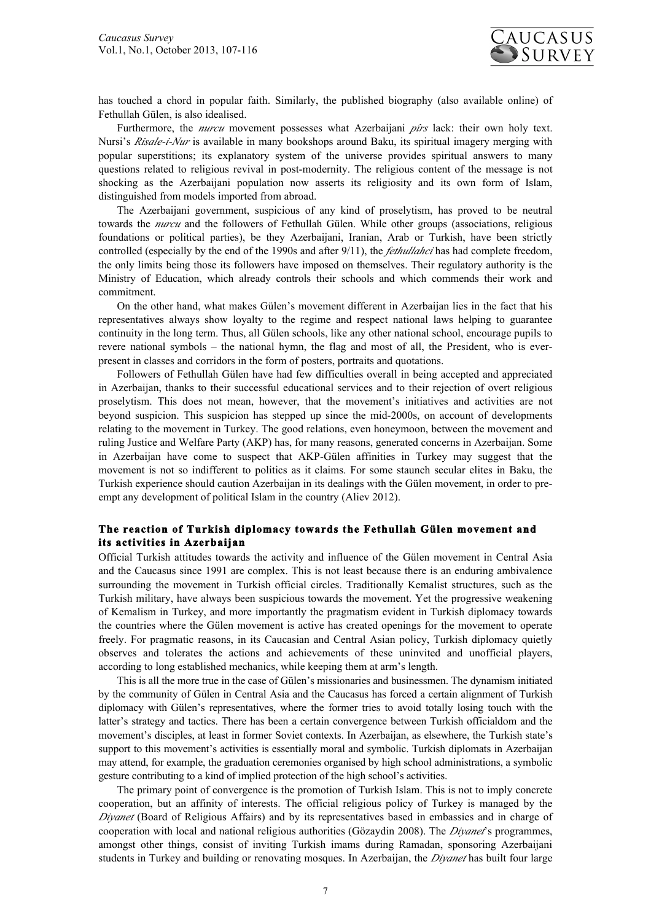has touched a chord in popular faith. Similarly, the published biography (also available online) of Fethullah Gülen, is also idealised.

Furthermore, the *nurcu* movement possesses what Azerbaijani *pîrs* lack: their own holy text. Nursi's *Risale-i-Nur* is available in many bookshops around Baku, its spiritual imagery merging with popular superstitions; its explanatory system of the universe provides spiritual answers to many questions related to religious revival in post-modernity. The religious content of the message is not shocking as the Azerbaijani population now asserts its religiosity and its own form of Islam, distinguished from models imported from abroad.

The Azerbaijani government, suspicious of any kind of proselytism, has proved to be neutral towards the *nurcu* and the followers of Fethullah Gülen. While other groups (associations, religious foundations or political parties), be they Azerbaijani, Iranian, Arab or Turkish, have been strictly controlled (especially by the end of the 1990s and after 9/11), the *fethullahci* has had complete freedom, the only limits being those its followers have imposed on themselves. Their regulatory authority is the Ministry of Education, which already controls their schools and which commends their work and commitment.

On the other hand, what makes Gülen's movement different in Azerbaijan lies in the fact that his representatives always show loyalty to the regime and respect national laws helping to guarantee continuity in the long term. Thus, all Gülen schools, like any other national school, encourage pupils to revere national symbols – the national hymn, the flag and most of all, the President, who is ever-present in classes and corridors in the form of posters, portraits and quotations.

Followers of Fethullah Gülen have had few difficulties overall in being accepted and appreciated in Azerbaijan, thanks to their successful educational services and to their rejection of overt religious proselytism. This does not mean, however, that the movement's initiatives and activities are not beyond suspicion. This suspicion has stepped up since the mid-2000s, on account of developments relating to the movement in Turkey. The good relations, even honeymoon, between the movement and ruling Justice and Welfare Party (AKP) has, for many reasons, generated concerns in Azerbaijan. Some in Azerbaijan have come to suspect that AKP-Gülen affinities in Turkey may suggest that the movement is not so indifferent to politics as it claims. For some staunch secular elites in Baku, the Turkish experience should caution Azerbaijan in its dealings with the Gülen movement, in order to pre-empt any development of political Islam in the country (Aliev 2012).

### The reaction of Turkish diplomacy towards the Fethullah Gülen movement and its activities in Azerbaijan

Official Turkish attitudes towards the activity and influence of the Gülen movement in Central Asia and the Caucasus since 1991 are complex. This is not least because there is an enduring ambivalence surrounding the movement in Turkish official circles. Traditionally Kemalist structures, such as the Turkish military, have always been suspicious towards the movement. Yet the progressive weakening of Kemalism in Turkey, and more importantly the pragmatism evident in Turkish diplomacy towards the countries where the Gülen movement is active has created openings for the movement to operate freely. For pragmatic reasons, in its Caucasian and Central Asian policy, Turkish diplomacy quietly observes and tolerates the actions and achievements of these uninvited and unofficial players, according to long established mechanics, while keeping them at arm's length.

This is all the more true in the case of Gülen's missionaries and businessmen. The dynamism initiated by the community of Gülen in Central Asia and the Caucasus has forced a certain alignment of Turkish diplomacy with Gülen's representatives, where the former tries to avoid totally losing touch with the latter's strategy and tactics. There has been a certain convergence between Turkish officialdom and the movement's disciples, at least in former Soviet contexts. In Azerbaijan, as elsewhere, the Turkish state's support to this movement's activities is essentially moral and symbolic. Turkish diplomats in Azerbaijan may attend, for example, the graduation ceremonies organised by high school administrations, a symbolic gesture contributing to a kind of implied protection of the high school's activities.

The primary point of convergence is the promotion of Turkish Islam. This is not to imply concrete cooperation, but an affinity of interests. The official religious policy of Turkey is managed by the *Diyanet* (Board of Religious Affairs) and by its representatives based in embassies and in charge of cooperation with local and national religious authorities (Gözaydin 2008). The *Diyanet*'s programmes, amongst other things, consist of inviting Turkish imams during Ramadan, sponsoring Azerbaijani students in Turkey and building or renovating mosques. In Azerbaijan, the *Diyanet* has built four large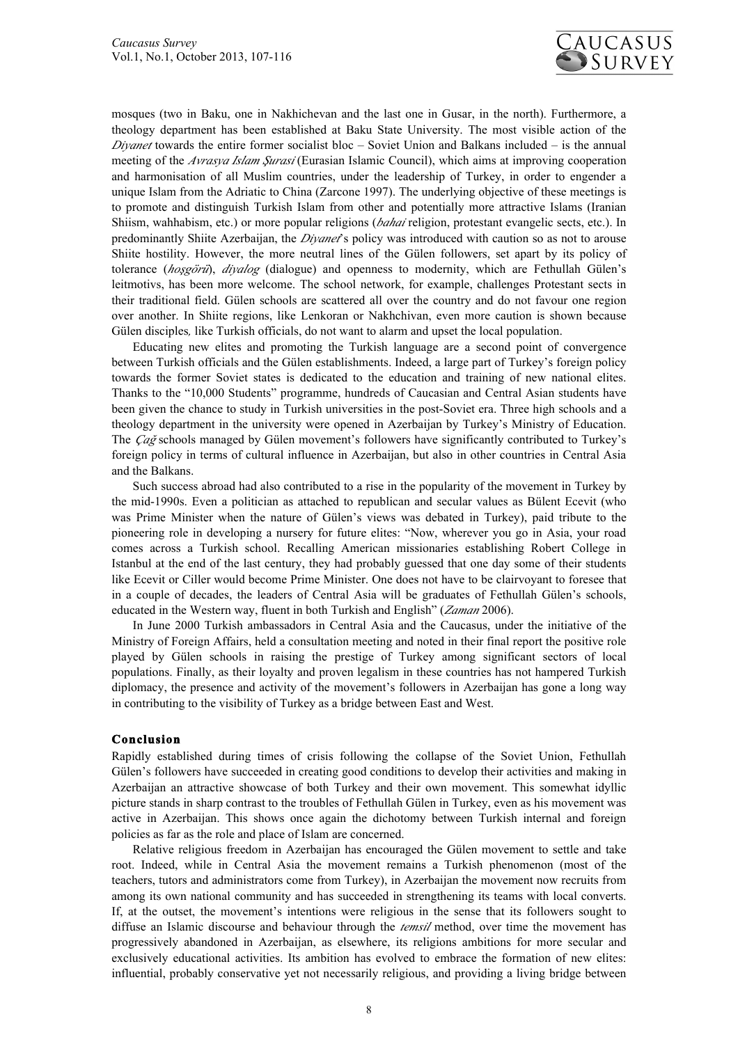mosques (two in Baku, one in Nakhichevan and the last one in Gusar, in the north). Furthermore, a theology department has been established at Baku State University. The most visible action of the *Diyanet* towards the entire former socialist bloc – Soviet Union and Balkans included – is the annual meeting of the *Avrasya Islam Şurasi* (Eurasian Islamic Council), which aims at improving cooperation and harmonisation of all Muslim countries, under the leadership of Turkey, in order to engender a unique Islam from the Adriatic to China (Zarcone 1997). The underlying objective of these meetings is to promote and distinguish Turkish Islam from other and potentially more attractive Islams (Iranian Shiism, wahhabism, etc.) or more popular religions (*bahai* religion, protestant evangelic sects, etc.). In predominantly Shiite Azerbaijan, the *Diyanet*'s policy was introduced with caution so as not to arouse Shiite hostility. However, the more neutral lines of the Gülen followers, set apart by its policy of tolerance (*hoşgörü*), *diyalog* (dialogue) and openness to modernity, which are Fethullah Gülen's leitmotivs, has been more welcome. The school network, for example, challenges Protestant sects in their traditional field. Gülen schools are scattered all over the country and do not favour one region over another. In Shiite regions, like Lenkoran or Nakhchivan, even more caution is shown because Gülen disciples, like Turkish officials, do not want to alarm and upset the local population.

Educating new elites and promoting the Turkish language are a second point of convergence between Turkish officials and the Gülen establishments. Indeed, a large part of Turkey's foreign policy towards the former Soviet states is dedicated to the education and training of new national elites. Thanks to the "10,000 Students" programme, hundreds of Caucasian and Central Asian students have been given the chance to study in Turkish universities in the post-Soviet era. Three high schools and a theology department in the university were opened in Azerbaijan by Turkey's Ministry of Education. The *Çağ* schools managed by Gülen movement's followers have significantly contributed to Turkey's foreign policy in terms of cultural influence in Azerbaijan, but also in other countries in Central Asia and the Balkans.

Such success abroad had also contributed to a rise in the popularity of the movement in Turkey by the mid-1990s. Even a politician as attached to republican and secular values as Bülent Ecevit (who was Prime Minister when the nature of Gülen's views was debated in Turkey), paid tribute to the pioneering role in developing a nursery for future elites: "Now, wherever you go in Asia, your road comes across a Turkish school. Recalling American missionaries establishing Robert College in Istanbul at the end of the last century, they had probably guessed that one day some of their students like Ecevit or Ciller would become Prime Minister. One does not have to be clairvoyant to foresee that in a couple of decades, the leaders of Central Asia will be graduates of Fethullah Gülen's schools, educated in the Western way, fluent in both Turkish and English" (*Zaman* 2006).

In June 2000 Turkish ambassadors in Central Asia and the Caucasus, under the initiative of the Ministry of Foreign Affairs, held a consultation meeting and noted in their final report the positive role played by Gülen schools in raising the prestige of Turkey among significant sectors of local populations. Finally, as their loyalty and proven legalism in these countries has not hampered Turkish diplomacy, the presence and activity of the movement's followers in Azerbaijan has gone a long way in contributing to the visibility of Turkey as a bridge between East and West.

## Conclusion

Rapidly established during times of crisis following the collapse of the Soviet Union, Fethullah Gülen's followers have succeeded in creating good conditions to develop their activities and making in Azerbaijan an attractive showcase of both Turkey and their own movement. This somewhat idyllic picture stands in sharp contrast to the troubles of Fethullah Gülen in Turkey, even as his movement was active in Azerbaijan. This shows once again the dichotomy between Turkish internal and foreign policies as far as the role and place of Islam are concerned.

Relative religious freedom in Azerbaijan has encouraged the Gülen movement to settle and take root. Indeed, while in Central Asia the movement remains a Turkish phenomenon (most of the teachers, tutors and administrators come from Turkey), in Azerbaijan the movement now recruits from among its own national community and has succeeded in strengthening its teams with local converts. If, at the outset, the movement's intentions were religious in the sense that its followers sought to diffuse an Islamic discourse and behaviour through the *temsil* method, over time the movement has progressively abandoned in Azerbaijan, as elsewhere, its religions ambitions for more secular and exclusively educational activities. Its ambition has evolved to embrace the formation of new elites: influential, probably conservative yet not necessarily religious, and providing a living bridge between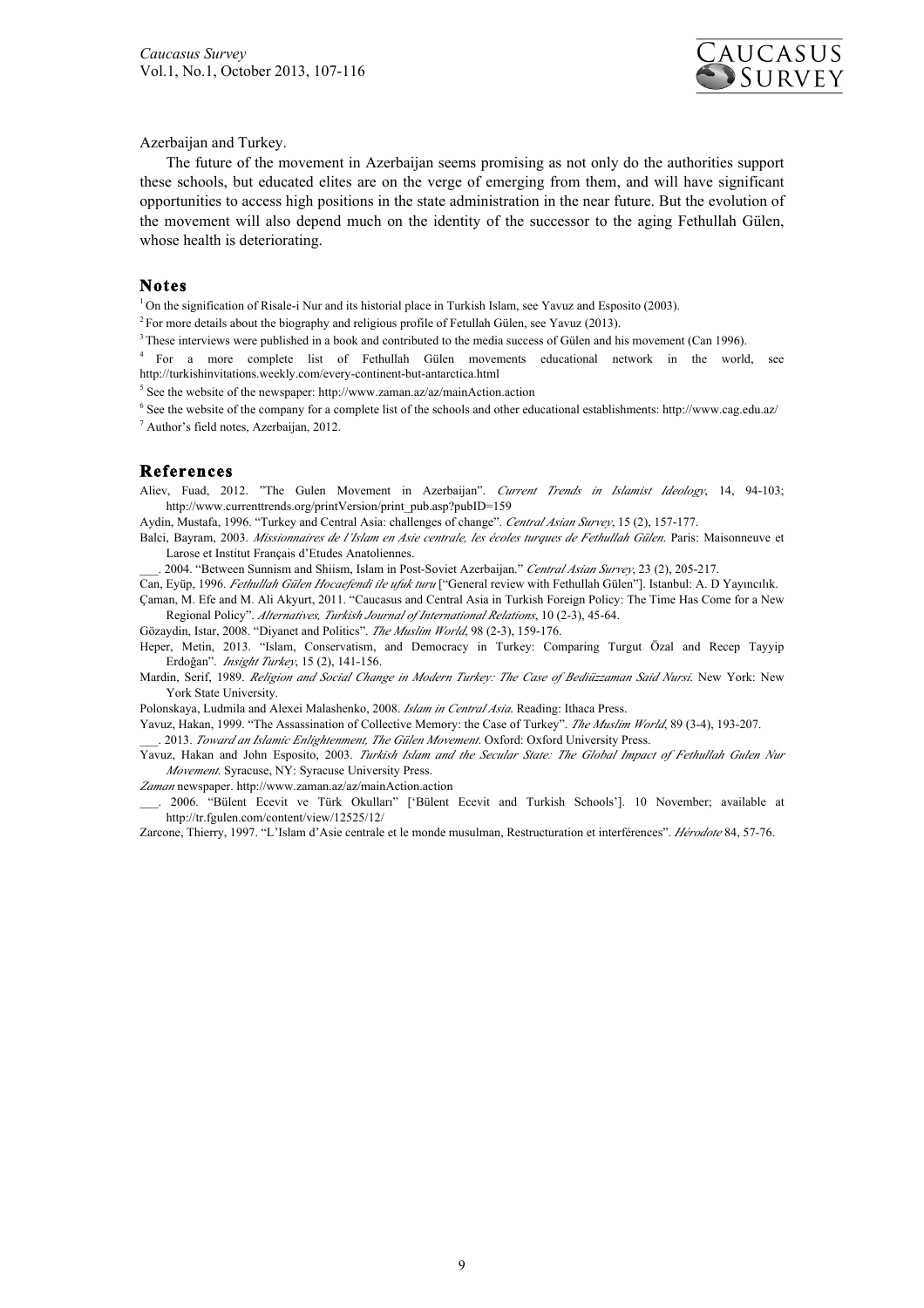Azerbaijan and Turkey.

The future of the movement in Azerbaijan seems promising as not only do the authorities support these schools, but educated elites are on the verge of emerging from them, and will have significant opportunities to access high positions in the state administration in the near future. But the evolution of the movement will also depend much on the identity of the successor to the aging Fethullah Gülen, whose health is deteriorating.

## Notes

[1] On the signification of Risale-i Nur and its historial place in Turkish Islam, see Yavuz and Esposito (2003).

[2] For more details about the biography and religious profile of Fetullah Gülen, see Yavuz (2013).

[3] These interviews were published in a book and contributed to the media success of Gülen and his movement (Can 1996).

[4] For a more complete list of Fethullah Gülen movements educational network in the world, see http://turkishinvitations.weekly.com/every-continent-but-antarctica.html

[5] See the website of the newspaper: http://www.zaman.az/az/mainAction.action

[6] See the website of the company for a complete list of the schools and other educational establishments: http://www.cag.edu.az/

[7] Author's field notes, Azerbaijan, 2012.

## References

Aliev, Fuad, 2012. "The Gulen Movement in Azerbaijan". *Current Trends in Islamist Ideology*, 14, 94-103; http://www.currenttrends.org/printVersion/print_pub.asp?pubID=159

Aydin, Mustafa, 1996. "Turkey and Central Asia: challenges of change". *Central Asian Survey*, 15 (2), 157-177.

Balci, Bayram, 2003. *Missionnaires de l'Islam en Asie centrale, les écoles turques de Fethullah Gülen.* Paris: Maisonneuve et Larose et Institut Français d'Etudes Anatoliennes.

___. 2004. "Between Sunnism and Shiism, Islam in Post-Soviet Azerbaijan." *Central Asian Survey*, 23 (2), 205-217.

Can, Eyüp, 1996. *Fethullah Gülen Hocaefendi ile ufuk turu* ["General review with Fethullah Gülen"]. Istanbul: A. D Yayıncılık.

Çaman, M. Efe and M. Ali Akyurt, 2011. "Caucasus and Central Asia in Turkish Foreign Policy: The Time Has Come for a New Regional Policy". *Alternatives, Turkish Journal of International Relations*, 10 (2-3), 45-64.

Gözaydin, Istar, 2008. "Diyanet and Politics". *The Muslim World*, 98 (2-3), 159-176.

Heper, Metin, 2013. "Islam, Conservatism, and Democracy in Turkey: Comparing Turgut Özal and Recep Tayyip Erdoğan". *Insight Turkey*, 15 (2), 141-156.

Mardin, Serif, 1989. *Religion and Social Change in Modern Turkey: The Case of Bediüzzaman Said Nursi.* New York: New York State University.

Polonskaya, Ludmila and Alexei Malashenko, 2008. *Islam in Central Asia*. Reading: Ithaca Press.

Yavuz, Hakan, 1999. "The Assassination of Collective Memory: the Case of Turkey". *The Muslim World*, 89 (3-4), 193-207.

___. 2013. *Toward an Islamic Enlightenment, The Gülen Movement.* Oxford: Oxford University Press.

Yavuz, Hakan and John Esposito, 2003. *Turkish Islam and the Secular State: The Global Impact of Fethullah Gulen Nur Movement.* Syracuse, NY: Syracuse University Press.

*Zaman* newspaper. http://www.zaman.az/az/mainAction.action

___. 2006. "Bülent Ecevit ve Türk Okulları" ['Bülent Ecevit and Turkish Schools']. 10 November; available at http://tr.fgulen.com/content/view/12525/12/

Zarcone, Thierry, 1997. "L'Islam d'Asie centrale et le monde musulman, Restructuration et interférences". *Hérodote* 84, 57-76.